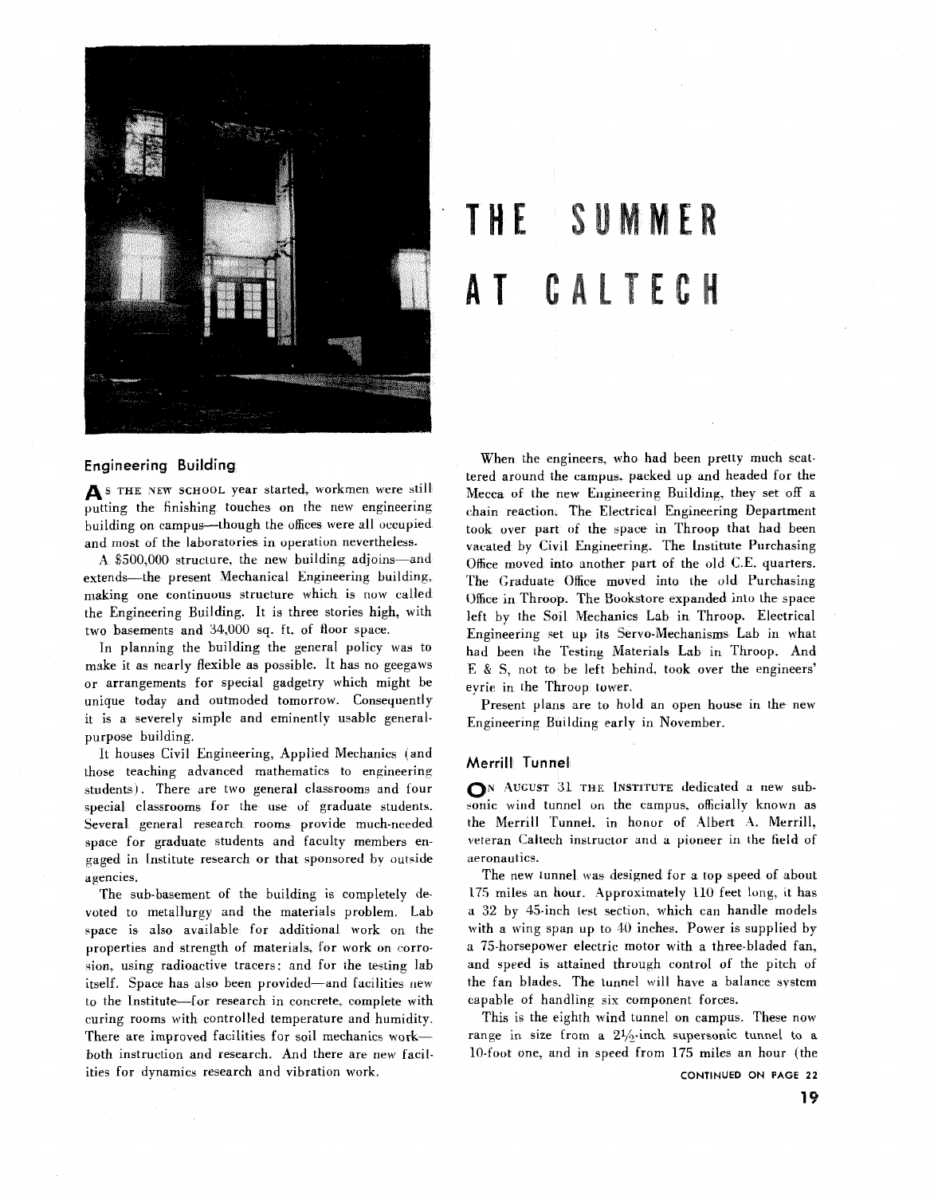# THE SUMMER AT CALTECH

## Engineering Building

As the new school year started, workmen were still putting the finishing touches on the new engineering building on campus—though the offices were all occupied and most of the laboratories in operation nevertheless.

A $500,000 structure, the new building adjoins—and extends—the present Mechanical Engineering building, making one continuous structure which is now called the Engineering Building. It is three stories high, with two basements and 34,000 sq. ft. of floor space.

In planning the building the general policy was to make it as nearly flexible as possible. It has no geegaws or arrangements for special gadgetry which might be unique today and outmoded tomorrow. Consequently it is a severely simple and eminently usable general-purpose building.

It houses Civil Engineering, Applied Mechanics (and those teaching advanced mathematics to engineering students). There are two general classrooms and four special classrooms for the use of graduate students. Several general research rooms provide much-needed space for graduate students and faculty members engaged in Institute research or that sponsored by outside agencies.

The sub-basement of the building is completely devoted to metallurgy and the materials problem. Lab space is also available for additional work on the properties and strength of materials, for work on corrosion, using radioactive tracers; and for the testing lab itself. Space has also been provided—and facilities new to the Institute—for research in concrete, complete with curing rooms with controlled temperature and humidity. There are improved facilities for soil mechanics work—both instruction and research. And there are new facilities for dynamics research and vibration work.

When the engineers, who had been pretty much scattered around the campus, packed up and headed for the Mecca of the new Engineering Building, they set off a chain reaction. The Electrical Engineering Department took over part of the space in Throop that had been vacated by Civil Engineering. The Institute Purchasing Office moved into another part of the old C.E. quarters. The Graduate Office moved into the old Purchasing Office in Throop. The Bookstore expanded into the space left by the Soil Mechanics Lab in Throop. Electrical Engineering set up its Servo-Mechanisms Lab in what had been the Testing Materials Lab in Throop. And E & S, not to be left behind, took over the engineers' eyrie in the Throop tower.

Present plans are to hold an open house in the new Engineering Building early in November.

## Merrill Tunnel

On August 31 the Institute dedicated a new subsonic wind tunnel on the campus, officially known as the Merrill Tunnel, in honor of Albert A. Merrill, veteran Caltech instructor and a pioneer in the field of aeronautics.

The new tunnel was designed for a top speed of about 175 miles an hour. Approximately 110 feet long, it has a 32 by 45-inch test section, which can handle models with a wing span up to 40 inches. Power is supplied by a 75-horsepower electric motor with a three-bladed fan, and speed is attained through control of the pitch of the fan blades. The tunnel will have a balance system capable of handling six component forces.

This is the eighth wind tunnel on campus. These now range in size from a 2½-inch supersonic tunnel to a 10-foot one, and in speed from 175 miles an hour (the

CONTINUED ON PAGE 22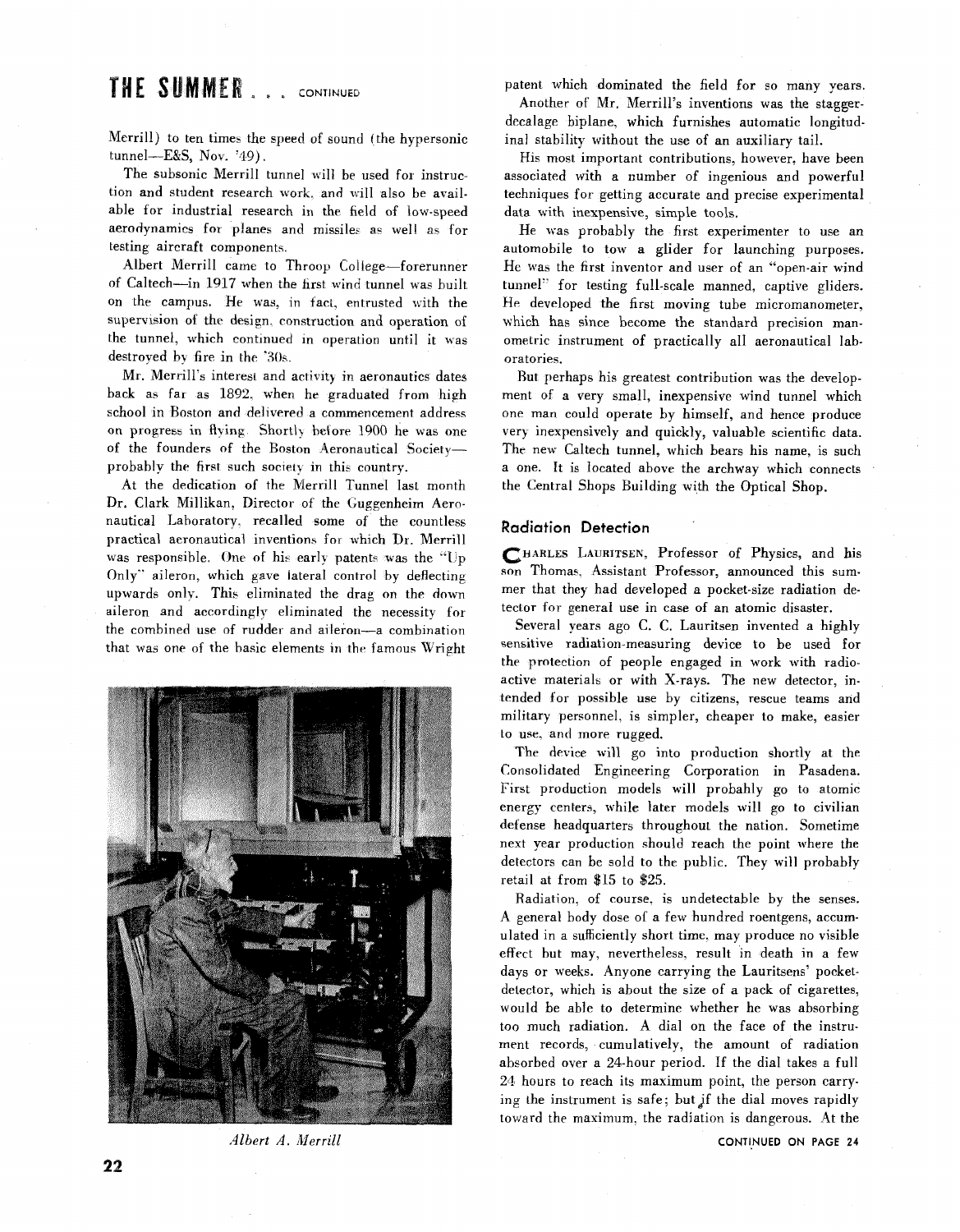# THE SUMMER . . . CONTINUED

Merrill) to ten times the speed of sound (the hypersonic tunnel—E&S, Nov. '49).

The subsonic Merrill tunnel will be used for instruction and student research work, and will also be available for industrial research in the field of low-speed aerodynamics for planes and missiles as well as for testing aircraft components.

Albert Merrill came to Throop College—forerunner of Caltech—in 1917 when the first wind tunnel was built on the campus. He was, in fact, entrusted with the supervision of the design, construction and operation of the tunnel, which continued in operation until it was destroyed by fire in the '30s.

Mr. Merrill's interest and activity in aeronautics dates back as far as 1892, when he graduated from high school in Boston and delivered a commencement address on progress in flying. Shortly before 1900 he was one of the founders of the Boston Aeronautical Society—probably the first such society in this country.

At the dedication of the Merrill Tunnel last month Dr. Clark Millikan, Director of the Guggenheim Aeronautical Laboratory, recalled some of the countless practical aeronautical inventions for which Dr. Merrill was responsible. One of his early patents was the "Up Only" aileron, which gave lateral control by deflecting upwards only. This eliminated the drag on the down aileron and accordingly eliminated the necessity for the combined use of rudder and aileron—a combination that was one of the basic elements in the famous Wright patent which dominated the field for so many years.

*Albert A. Merrill*

Another of Mr. Merrill's inventions was the stagger-decalage biplane, which furnishes automatic longitudinal stability without the use of an auxiliary tail.

His most important contributions, however, have been associated with a number of ingenious and powerful techniques for getting accurate and precise experimental data with inexpensive, simple tools.

He was probably the first experimenter to use an automobile to tow a glider for launching purposes. He was the first inventor and user of an "open-air wind tunnel" for testing full-scale manned, captive gliders. He developed the first moving tube micromanometer, which has since become the standard precision manometric instrument of practically all aeronautical laboratories.

But perhaps his greatest contribution was the development of a very small, inexpensive wind tunnel which one man could operate by himself, and hence produce very inexpensively and quickly, valuable scientific data. The new Caltech tunnel, which bears his name, is such a one. It is located above the archway which connects the Central Shops Building with the Optical Shop.

## Radiation Detection

Charles Lauritsen, Professor of Physics, and his son Thomas, Assistant Professor, announced this summer that they had developed a pocket-size radiation detector for general use in case of an atomic disaster.

Several years ago C. C. Lauritsen invented a highly sensitive radiation-measuring device to be used for the protection of people engaged in work with radioactive materials or with X-rays. The new detector, intended for possible use by citizens, rescue teams and military personnel, is simpler, cheaper to make, easier to use, and more rugged.

The device will go into production shortly at the Consolidated Engineering Corporation in Pasadena. First production models will probably go to atomic energy centers, while later models will go to civilian defense headquarters throughout the nation. Sometime next year production should reach the point where the detectors can be sold to the public. They will probably retail at from $15 to $25.

Radiation, of course, is undetectable by the senses. A general body dose of a few hundred roentgens, accumulated in a sufficiently short time, may produce no visible effect but may, nevertheless, result in death in a few days or weeks. Anyone carrying the Lauritsens' pocket-detector, which is about the size of a pack of cigarettes, would be able to determine whether he was absorbing too much radiation. A dial on the face of the instrument records, cumulatively, the amount of radiation absorbed over a 24-hour period. If the dial takes a full 24 hours to reach its maximum point, the person carrying the instrument is safe; but if the dial moves rapidly toward the maximum, the radiation is dangerous. At the

CONTINUED ON PAGE 24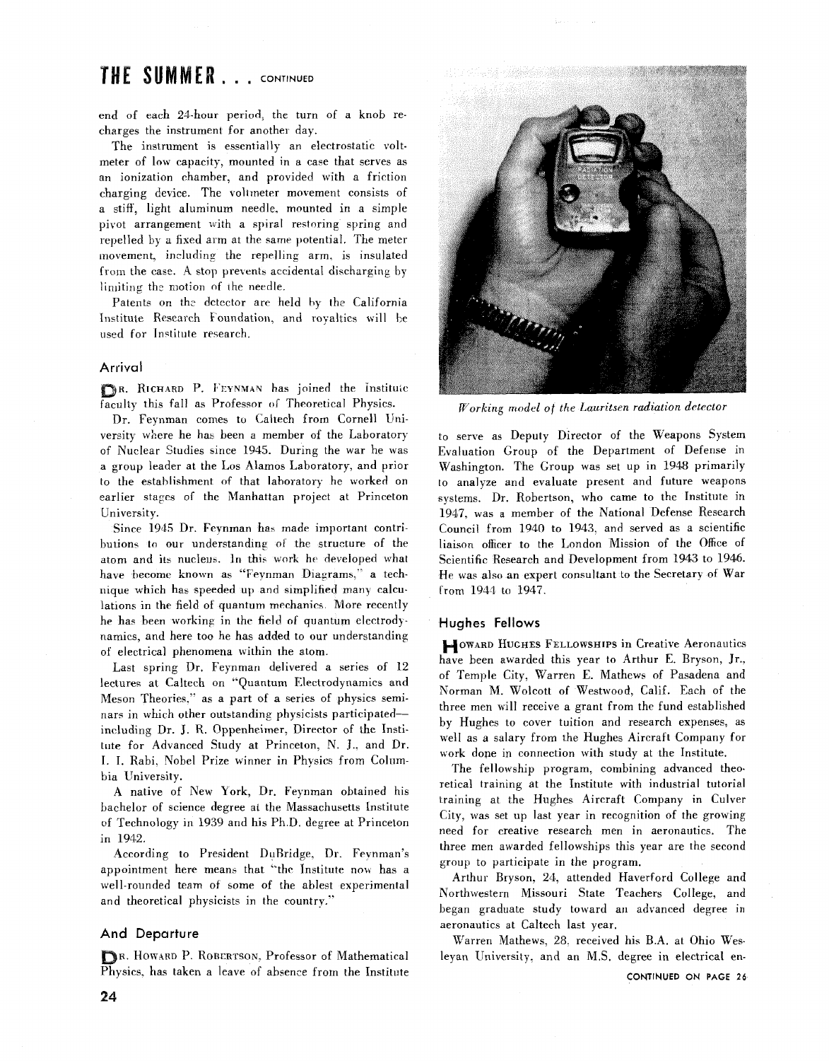## THE SUMMER . . . CONTINUED

end of each 24-hour period, the turn of a knob recharges the instrument for another day.

The instrument is essentially an electrostatic voltmeter of low capacity, mounted in a case that serves as an ionization chamber, and provided with a friction charging device. The voltmeter movement consists of a stiff, light aluminum needle, mounted in a simple pivot arrangement with a spiral restoring spring and repelled by a fixed arm at the same potential. The meter movement, including the repelling arm, is insulated from the case. A stop prevents accidental discharging by limiting the motion of the needle.

Patents on the detector are held by the California Institute Research Foundation, and royalties will be used for Institute research.

*Working model of the Lauritsen radiation detector*

### Arrival

DR. RICHARD P. FEYNMAN has joined the Institute faculty this fall as Professor of Theoretical Physics.

Dr. Feynman comes to Caltech from Cornell University where he has been a member of the Laboratory of Nuclear Studies since 1945. During the war he was a group leader at the Los Alamos Laboratory, and prior to the establishment of that laboratory he worked on earlier stages of the Manhattan project at Princeton University.

Since 1945 Dr. Feynman has made important contributions to our understanding of the structure of the atom and its nucleus. In this work he developed what have become known as "Feynman Diagrams," a technique which has speeded up and simplified many calculations in the field of quantum mechanics. More recently he has been working in the field of quantum electrodynamics, and here too he has added to our understanding of electrical phenomena within the atom.

Last spring Dr. Feynman delivered a series of 12 lectures at Caltech on "Quantum Electrodynamics and Meson Theories," as a part of a series of physics seminars in which other outstanding physicists participated—including Dr. J. R. Oppenheimer, Director of the Institute for Advanced Study at Princeton, N. J., and Dr. I. I. Rabi, Nobel Prize winner in Physics from Columbia University.

A native of New York, Dr. Feynman obtained his bachelor of science degree at the Massachusetts Institute of Technology in 1939 and his Ph.D. degree at Princeton in 1942.

According to President DuBridge, Dr. Feynman's appointment here means that "the Institute now has a well-rounded team of some of the ablest experimental and theoretical physicists in the country."

### And Departure

DR. HOWARD P. ROBERTSON, Professor of Mathematical Physics, has taken a leave of absence from the Institute to serve as Deputy Director of the Weapons System Evaluation Group of the Department of Defense in Washington. The Group was set up in 1948 primarily to analyze and evaluate present and future weapons systems. Dr. Robertson, who came to the Institute in 1947, was a member of the National Defense Research Council from 1940 to 1943, and served as a scientific liaison officer to the London Mission of the Office of Scientific Research and Development from 1943 to 1946. He was also an expert consultant to the Secretary of War from 1944 to 1947.

### Hughes Fellows

HOWARD HUGHES FELLOWSHIPS in Creative Aeronautics have been awarded this year to Arthur E. Bryson, Jr., of Temple City, Warren E. Mathews of Pasadena and Norman M. Wolcott of Westwood, Calif. Each of the three men will receive a grant from the fund established by Hughes to cover tuition and research expenses, as well as a salary from the Hughes Aircraft Company for work done in connection with study at the Institute.

The fellowship program, combining advanced theoretical training at the Institute with industrial tutorial training at the Hughes Aircraft Company in Culver City, was set up last year in recognition of the growing need for creative research men in aeronautics. The three men awarded fellowships this year are the second group to participate in the program.

Arthur Bryson, 24, attended Haverford College and Northwestern Missouri State Teachers College, and began graduate study toward an advanced degree in aeronautics at Caltech last year.

Warren Mathews, 28, received his B.A. at Ohio Wesleyan University, and an M.S. degree in electrical en-

CONTINUED ON PAGE 26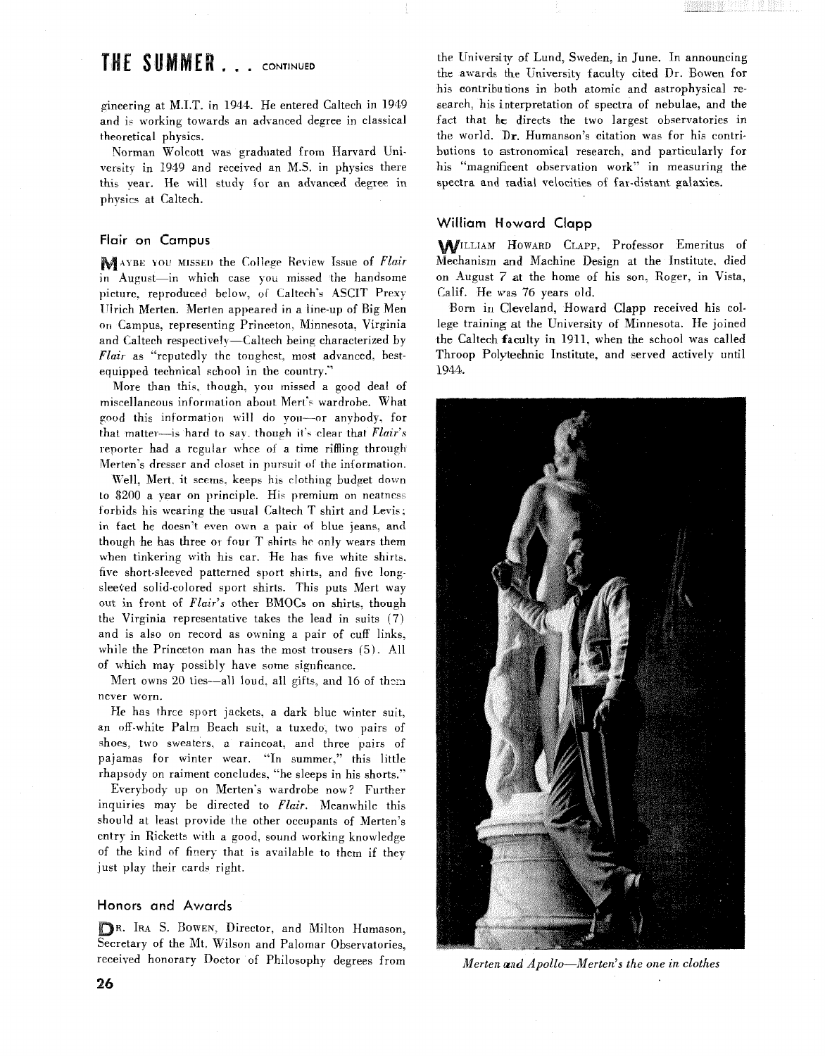## THE SUMMER . . . CONTINUED

gineering at M.I.T. in 1944. He entered Caltech in 1949 and is working towards an advanced degree in classical theoretical physics.

Norman Wolcott was graduated from Harvard University in 1949 and received an M.S. in physics there this year. He will study for an advanced degree in physics at Caltech.

### Flair on Campus

MAYBE YOU MISSED the College Review Issue of *Flair* in August—in which case you missed the handsome picture, reproduced below, of Caltech's ASCIT Prexy Ulrich Merten. Merten appeared in a line-up of Big Men on Campus, representing Princeton, Minnesota, Virginia and Caltech respectively—Caltech being characterized by *Flair* as "reputedly the toughest, most advanced, best-equipped technical school in the country."

More than this, though, you missed a good deal of miscellaneous information about Mert's wardrobe. What good this information will do you—or anybody, for that matter—is hard to say, though it's clear that *Flair's* reporter had a regular whee of a time riffling through Merten's dresser and closet in pursuit of the information.

Well, Mert, it seems, keeps his clothing budget down to $200 a year on principle. His premium on neatness forbids his wearing the usual Caltech T shirt and Levis; in fact he doesn't even own a pair of blue jeans, and though he has three or four T shirts he only wears them when tinkering with his car. He has five white shirts, five short-sleeved patterned sport shirts, and five long-sleeved solid-colored sport shirts. This puts Mert way out in front of *Flair's* other BMOCs on shirts, though the Virginia representative takes the lead in suits (7) and is also on record as owning a pair of cuff links, while the Princeton man has the most trousers (5). All of which may possibly have some signficance.

Mert owns 20 ties—all loud, all gifts, and 16 of them never worn.

He has three sport jackets, a dark blue winter suit, an off-white Palm Beach suit, a tuxedo, two pairs of shoes, two sweaters, a raincoat, and three pairs of pajamas for winter wear. "In summer," this little rhapsody on raiment concludes, "he sleeps in his shorts."

Everybody up on Merten's wardrobe now? Further inquiries may be directed to *Flair*. Meanwhile this should at least provide the other occupants of Merten's entry in Ricketts with a good, sound working knowledge of the kind of finery that is available to them if they just play their cards right.

### Honors and Awards

DR. IRA S. BOWEN, Director, and Milton Humason, Secretary of the Mt. Wilson and Palomar Observatories, received honorary Doctor of Philosophy degrees from the University of Lund, Sweden, in June. In announcing the awards the University faculty cited Dr. Bowen for his contributions in both atomic and astrophysical research, his interpretation of spectra of nebulae, and the fact that he directs the two largest observatories in the world. Dr. Humanson's citation was for his contributions to astronomical research, and particularly for his "magnificent observation work" in measuring the spectra and radial velocities of far-distant galaxies.

### William Howard Clapp

WILLIAM HOWARD CLAPP, Professor Emeritus of Mechanism and Machine Design at the Institute, died on August 7 at the home of his son, Roger, in Vista, Calif. He was 76 years old.

Born in Cleveland, Howard Clapp received his college training at the University of Minnesota. He joined the Caltech faculty in 1911, when the school was called Throop Polytechnic Institute, and served actively until 1944.

*Merten and Apollo—Merten's the one in clothes*